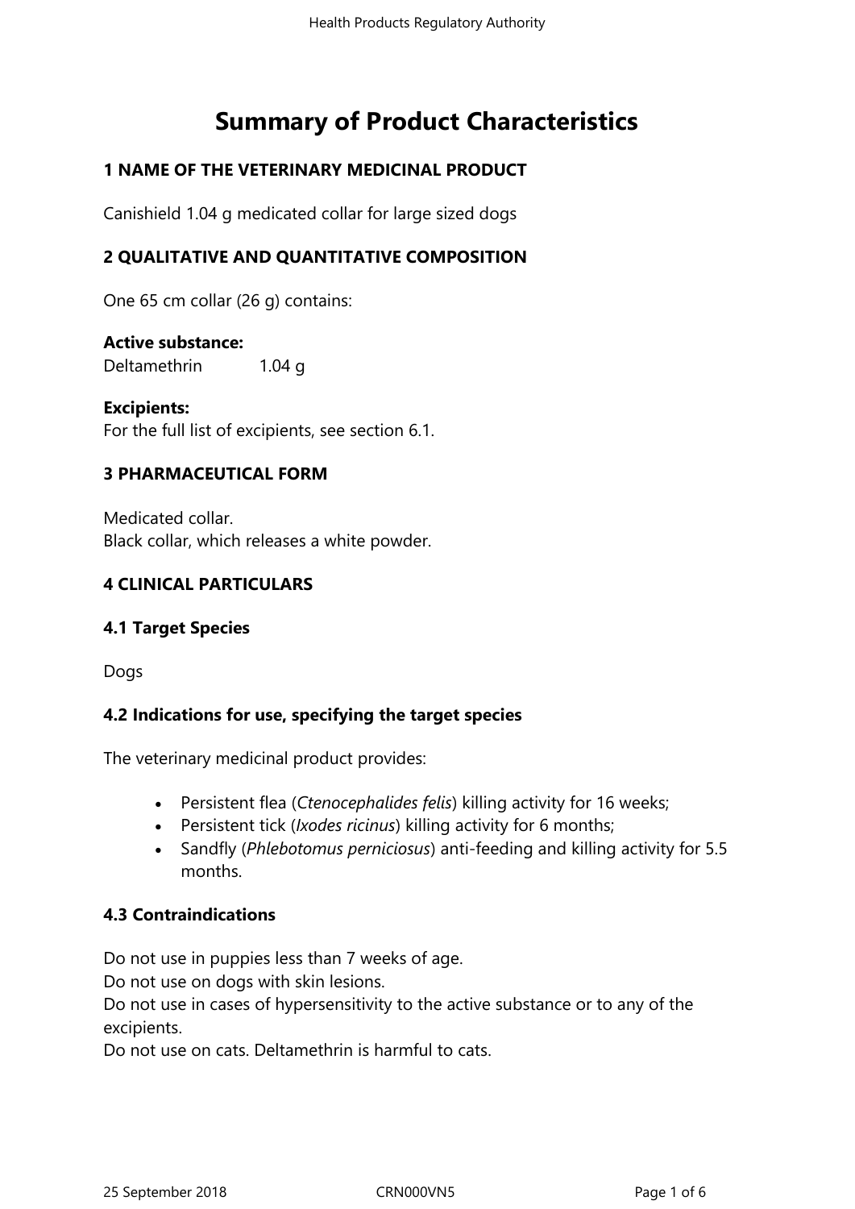# Summary of Product Characteristics

## 1 NAME OF THE VETERINARY MEDICINAL PRODUCT

Canishield 1.04 g medicated collar for large sized dogs

## 2 QUALITATIVE AND QUANTITATIVE COMPOSITION

One 65 cm collar (26 g) contains:

**Active substance:**
Deltamethrin 1.04 g

**Excipients:**
For the full list of excipients, see section 6.1.

## 3 PHARMACEUTICAL FORM

Medicated collar.
Black collar, which releases a white powder.

## 4 CLINICAL PARTICULARS

### 4.1 Target Species

Dogs

### 4.2 Indications for use, specifying the target species

The veterinary medicinal product provides:

- Persistent flea (*Ctenocephalides felis*) killing activity for 16 weeks;
- Persistent tick (*Ixodes ricinus*) killing activity for 6 months;
- Sandfly (*Phlebotomus perniciosus*) anti-feeding and killing activity for 5.5 months.

### 4.3 Contraindications

Do not use in puppies less than 7 weeks of age.
Do not use on dogs with skin lesions.
Do not use in cases of hypersensitivity to the active substance or to any of the excipients.
Do not use on cats. Deltamethrin is harmful to cats.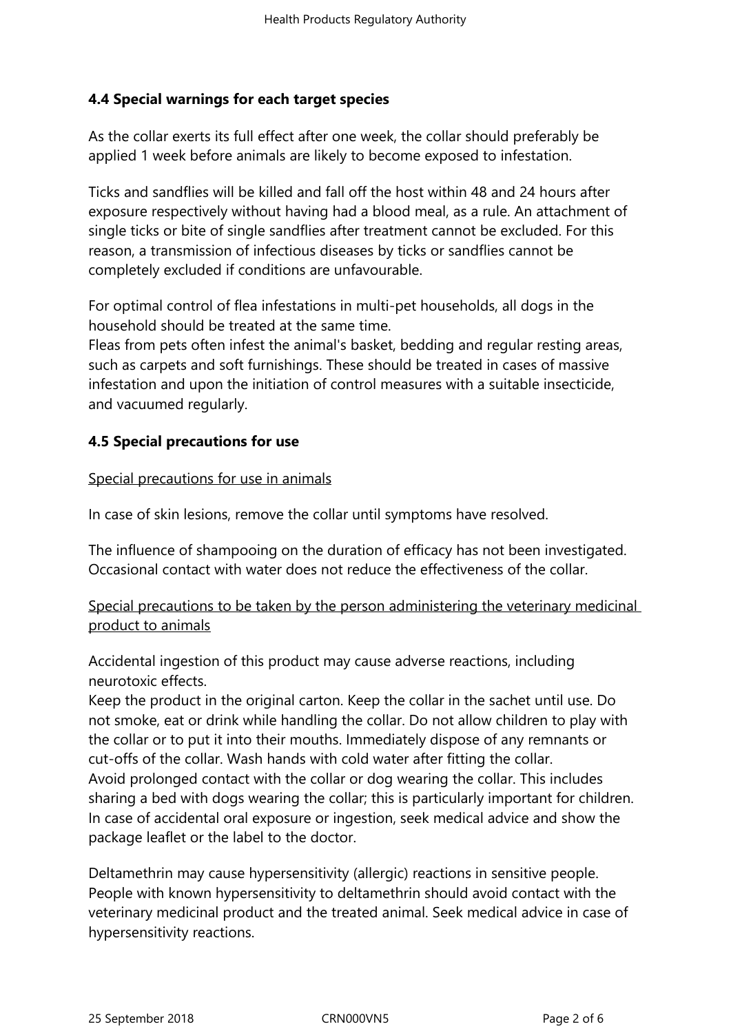## 4.4 Special warnings for each target species

As the collar exerts its full effect after one week, the collar should preferably be applied 1 week before animals are likely to become exposed to infestation.

Ticks and sandflies will be killed and fall off the host within 48 and 24 hours after exposure respectively without having had a blood meal, as a rule. An attachment of single ticks or bite of single sandflies after treatment cannot be excluded. For this reason, a transmission of infectious diseases by ticks or sandflies cannot be completely excluded if conditions are unfavourable.

For optimal control of flea infestations in multi-pet households, all dogs in the household should be treated at the same time.
Fleas from pets often infest the animal's basket, bedding and regular resting areas, such as carpets and soft furnishings. These should be treated in cases of massive infestation and upon the initiation of control measures with a suitable insecticide, and vacuumed regularly.

## 4.5 Special precautions for use

<u>Special precautions for use in animals</u>

In case of skin lesions, remove the collar until symptoms have resolved.

The influence of shampooing on the duration of efficacy has not been investigated. Occasional contact with water does not reduce the effectiveness of the collar.

<u>Special precautions to be taken by the person administering the veterinary medicinal product to animals</u>

Accidental ingestion of this product may cause adverse reactions, including neurotoxic effects.
Keep the product in the original carton. Keep the collar in the sachet until use. Do not smoke, eat or drink while handling the collar. Do not allow children to play with the collar or to put it into their mouths. Immediately dispose of any remnants or cut-offs of the collar. Wash hands with cold water after fitting the collar.
Avoid prolonged contact with the collar or dog wearing the collar. This includes sharing a bed with dogs wearing the collar; this is particularly important for children.
In case of accidental oral exposure or ingestion, seek medical advice and show the package leaflet or the label to the doctor.

Deltamethrin may cause hypersensitivity (allergic) reactions in sensitive people. People with known hypersensitivity to deltamethrin should avoid contact with the veterinary medicinal product and the treated animal. Seek medical advice in case of hypersensitivity reactions.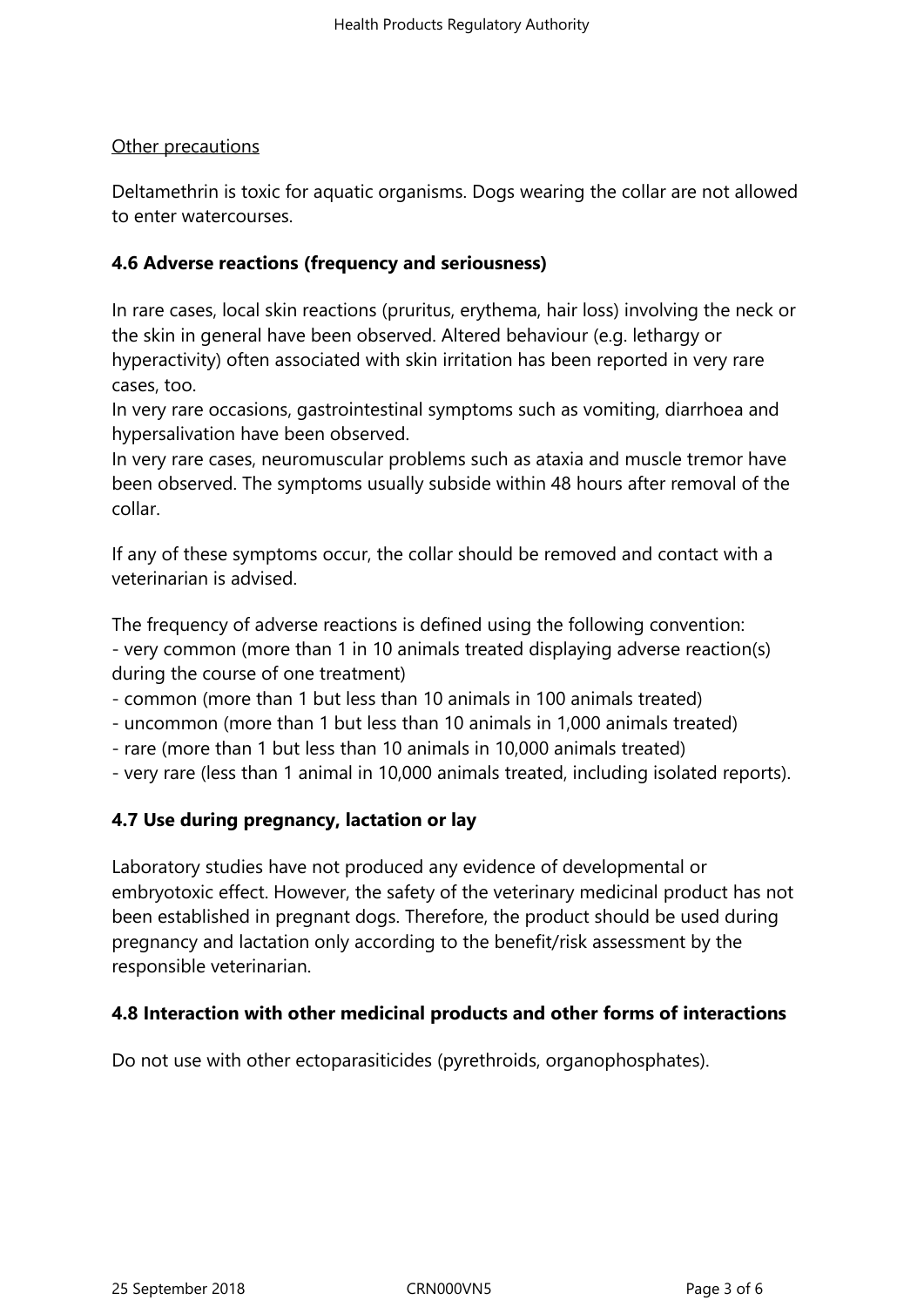Other precautions

Deltamethrin is toxic for aquatic organisms. Dogs wearing the collar are not allowed to enter watercourses.

### 4.6 Adverse reactions (frequency and seriousness)

In rare cases, local skin reactions (pruritus, erythema, hair loss) involving the neck or the skin in general have been observed. Altered behaviour (e.g. lethargy or hyperactivity) often associated with skin irritation has been reported in very rare cases, too.
In very rare occasions, gastrointestinal symptoms such as vomiting, diarrhoea and hypersalivation have been observed.
In very rare cases, neuromuscular problems such as ataxia and muscle tremor have been observed. The symptoms usually subside within 48 hours after removal of the collar.

If any of these symptoms occur, the collar should be removed and contact with a veterinarian is advised.

The frequency of adverse reactions is defined using the following convention:
- very common (more than 1 in 10 animals treated displaying adverse reaction(s) during the course of one treatment)
- common (more than 1 but less than 10 animals in 100 animals treated)
- uncommon (more than 1 but less than 10 animals in 1,000 animals treated)
- rare (more than 1 but less than 10 animals in 10,000 animals treated)
- very rare (less than 1 animal in 10,000 animals treated, including isolated reports).

### 4.7 Use during pregnancy, lactation or lay

Laboratory studies have not produced any evidence of developmental or embryotoxic effect. However, the safety of the veterinary medicinal product has not been established in pregnant dogs. Therefore, the product should be used during pregnancy and lactation only according to the benefit/risk assessment by the responsible veterinarian.

### 4.8 Interaction with other medicinal products and other forms of interactions

Do not use with other ectoparasiticides (pyrethroids, organophosphates).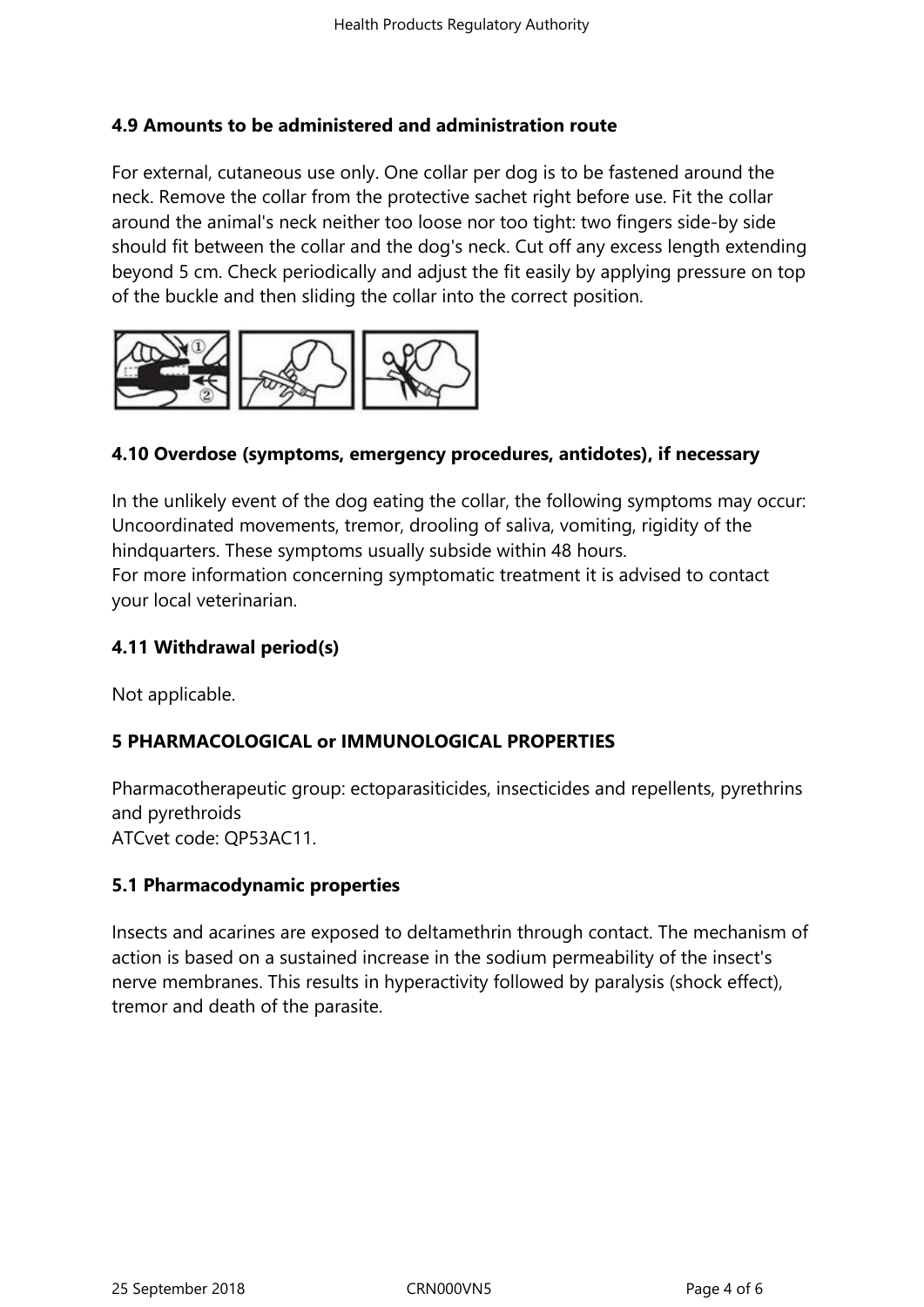### 4.9 Amounts to be administered and administration route

For external, cutaneous use only. One collar per dog is to be fastened around the neck. Remove the collar from the protective sachet right before use. Fit the collar around the animal's neck neither too loose nor too tight: two fingers side-by side should fit between the collar and the dog's neck. Cut off any excess length extending beyond 5 cm. Check periodically and adjust the fit easily by applying pressure on top of the buckle and then sliding the collar into the correct position.

### 4.10 Overdose (symptoms, emergency procedures, antidotes), if necessary

In the unlikely event of the dog eating the collar, the following symptoms may occur: Uncoordinated movements, tremor, drooling of saliva, vomiting, rigidity of the hindquarters. These symptoms usually subside within 48 hours.
For more information concerning symptomatic treatment it is advised to contact your local veterinarian.

### 4.11 Withdrawal period(s)

Not applicable.

## 5 PHARMACOLOGICAL or IMMUNOLOGICAL PROPERTIES

Pharmacotherapeutic group: ectoparasiticides, insecticides and repellents, pyrethrins and pyrethroids
ATCvet code: QP53AC11.

### 5.1 Pharmacodynamic properties

Insects and acarines are exposed to deltamethrin through contact. The mechanism of action is based on a sustained increase in the sodium permeability of the insect's nerve membranes. This results in hyperactivity followed by paralysis (shock effect), tremor and death of the parasite.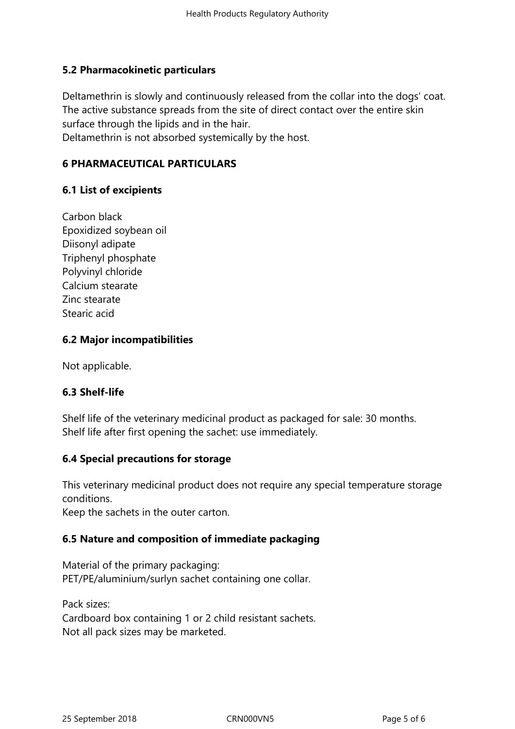### 5.2 Pharmacokinetic particulars

Deltamethrin is slowly and continuously released from the collar into the dogs' coat. The active substance spreads from the site of direct contact over the entire skin surface through the lipids and in the hair.
Deltamethrin is not absorbed systemically by the host.

## 6 PHARMACEUTICAL PARTICULARS

### 6.1 List of excipients

Carbon black
Epoxidized soybean oil
Diisonyl adipate
Triphenyl phosphate
Polyvinyl chloride
Calcium stearate
Zinc stearate
Stearic acid

### 6.2 Major incompatibilities

Not applicable.

### 6.3 Shelf-life

Shelf life of the veterinary medicinal product as packaged for sale: 30 months.
Shelf life after first opening the sachet: use immediately.

### 6.4 Special precautions for storage

This veterinary medicinal product does not require any special temperature storage conditions.
Keep the sachets in the outer carton.

### 6.5 Nature and composition of immediate packaging

Material of the primary packaging:
PET/PE/aluminium/surlyn sachet containing one collar.

Pack sizes:
Cardboard box containing 1 or 2 child resistant sachets.
Not all pack sizes may be marketed.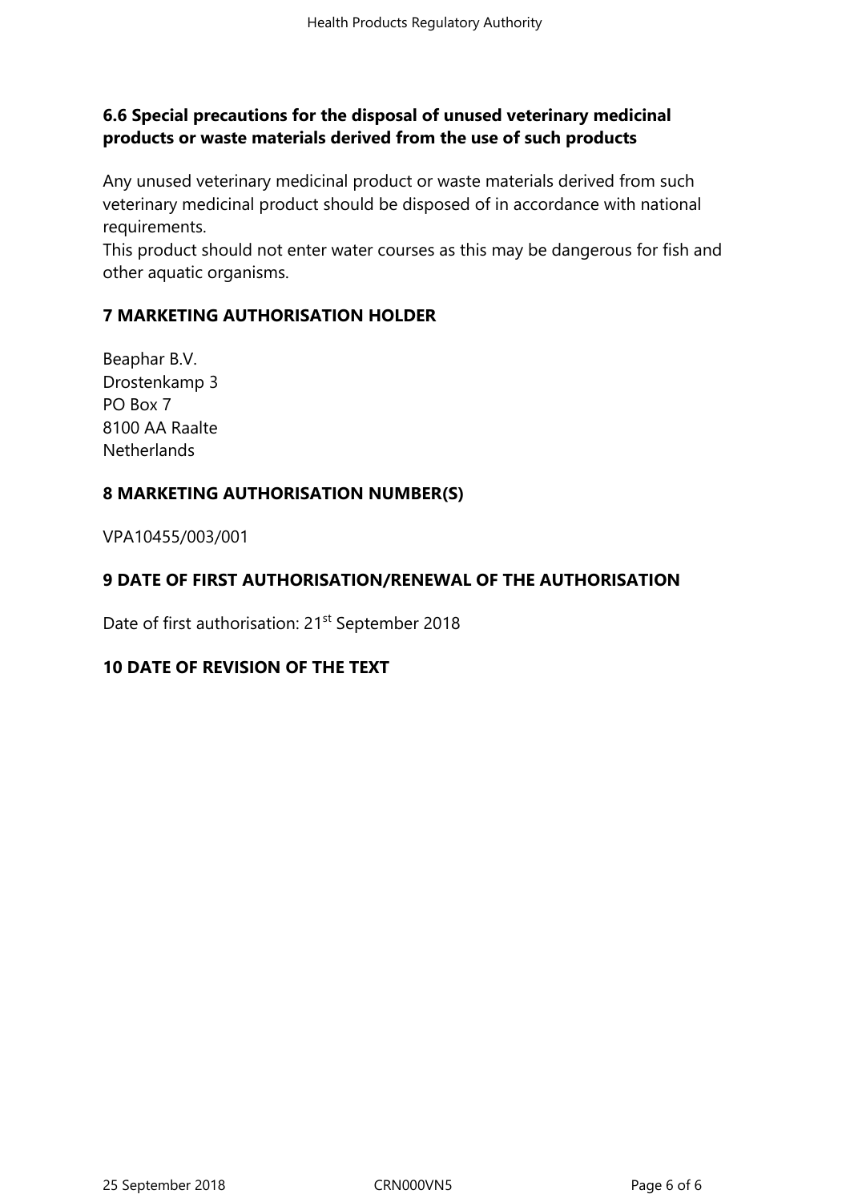## 6.6 Special precautions for the disposal of unused veterinary medicinal products or waste materials derived from the use of such products

Any unused veterinary medicinal product or waste materials derived from such veterinary medicinal product should be disposed of in accordance with national requirements.
This product should not enter water courses as this may be dangerous for fish and other aquatic organisms.

## 7 MARKETING AUTHORISATION HOLDER

Beaphar B.V.
Drostenkamp 3
PO Box 7
8100 AA Raalte
Netherlands

## 8 MARKETING AUTHORISATION NUMBER(S)

VPA10455/003/001

## 9 DATE OF FIRST AUTHORISATION/RENEWAL OF THE AUTHORISATION

Date of first authorisation: 21st September 2018

## 10 DATE OF REVISION OF THE TEXT